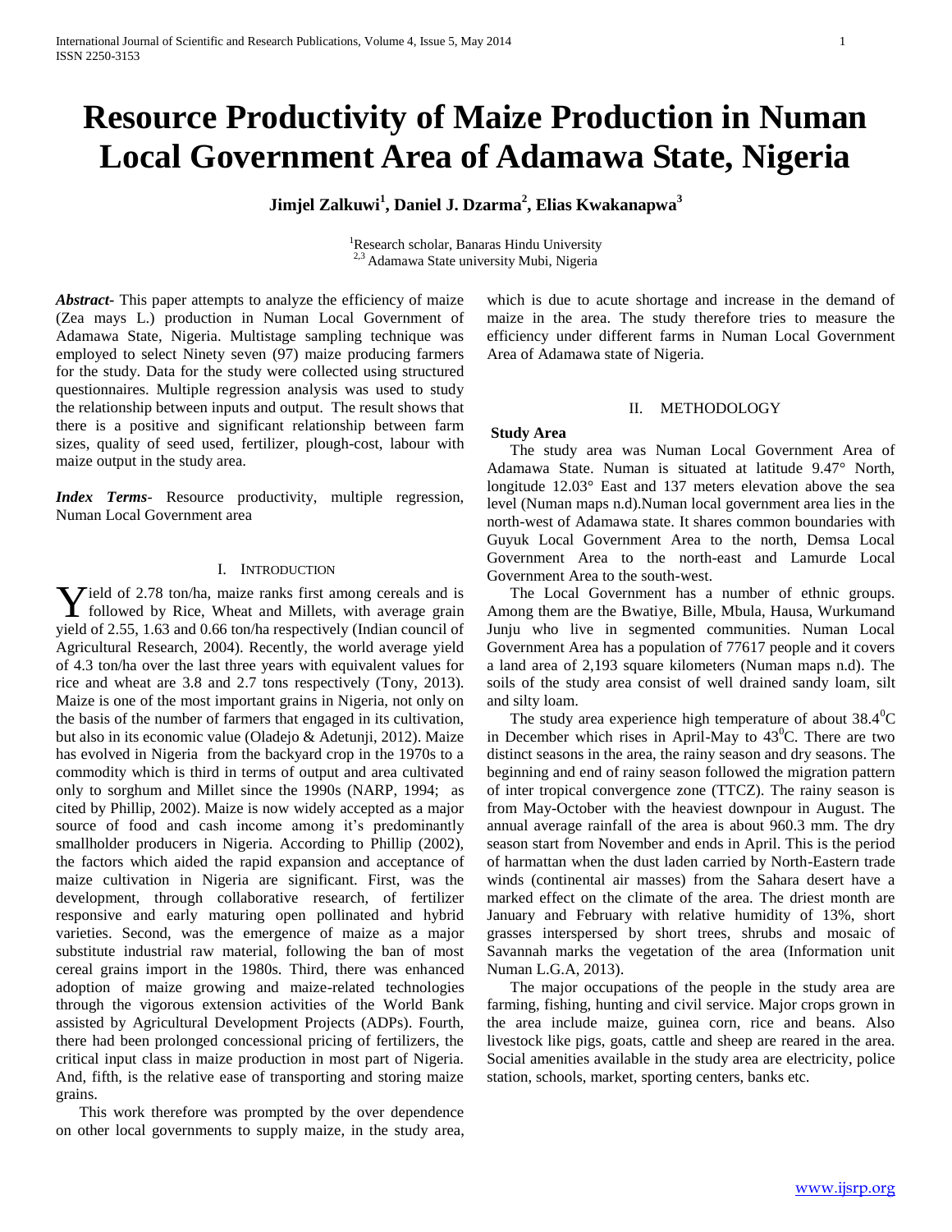# Resource Productivity of Maize Production in Numan Local Government Area of Adamawa State, Nigeria

**Jimjel Zalkuwi[1], Daniel J. Dzarma[2], Elias Kwakanapwa[3]**

[1]Research scholar, Banaras Hindu University
[2,3] Adamawa State university Mubi, Nigeria

***Abstract-*** This paper attempts to analyze the efficiency of maize (Zea mays L.) production in Numan Local Government of Adamawa State, Nigeria. Multistage sampling technique was employed to select Ninety seven (97) maize producing farmers for the study. Data for the study were collected using structured questionnaires. Multiple regression analysis was used to study the relationship between inputs and output. The result shows that there is a positive and significant relationship between farm sizes, quality of seed used, fertilizer, plough-cost, labour with maize output in the study area.

***Index Terms-*** Resource productivity, multiple regression, Numan Local Government area

## I. Introduction

Yield of 2.78 ton/ha, maize ranks first among cereals and is followed by Rice, Wheat and Millets, with average grain yield of 2.55, 1.63 and 0.66 ton/ha respectively (Indian council of Agricultural Research, 2004). Recently, the world average yield of 4.3 ton/ha over the last three years with equivalent values for rice and wheat are 3.8 and 2.7 tons respectively (Tony, 2013). Maize is one of the most important grains in Nigeria, not only on the basis of the number of farmers that engaged in its cultivation, but also in its economic value (Oladejo & Adetunji, 2012). Maize has evolved in Nigeria from the backyard crop in the 1970s to a commodity which is third in terms of output and area cultivated only to sorghum and Millet since the 1990s (NARP, 1994; as cited by Phillip, 2002). Maize is now widely accepted as a major source of food and cash income among it's predominantly smallholder producers in Nigeria. According to Phillip (2002), the factors which aided the rapid expansion and acceptance of maize cultivation in Nigeria are significant. First, was the development, through collaborative research, of fertilizer responsive and early maturing open pollinated and hybrid varieties. Second, was the emergence of maize as a major substitute industrial raw material, following the ban of most cereal grains import in the 1980s. Third, there was enhanced adoption of maize growing and maize-related technologies through the vigorous extension activities of the World Bank assisted by Agricultural Development Projects (ADPs). Fourth, there had been prolonged concessional pricing of fertilizers, the critical input class in maize production in most part of Nigeria. And, fifth, is the relative ease of transporting and storing maize grains.

This work therefore was prompted by the over dependence on other local governments to supply maize, in the study area, which is due to acute shortage and increase in the demand of maize in the area. The study therefore tries to measure the efficiency under different farms in Numan Local Government Area of Adamawa state of Nigeria.

## II. Methodology

### Study Area

The study area was Numan Local Government Area of Adamawa State. Numan is situated at latitude 9.47° North, longitude 12.03° East and 137 meters elevation above the sea level (Numan maps n.d).Numan local government area lies in the north-west of Adamawa state. It shares common boundaries with Guyuk Local Government Area to the north, Demsa Local Government Area to the north-east and Lamurde Local Government Area to the south-west.

The Local Government has a number of ethnic groups. Among them are the Bwatiye, Bille, Mbula, Hausa, Wurkumand Junju who live in segmented communities. Numan Local Government Area has a population of 77617 people and it covers a land area of 2,193 square kilometers (Numan maps n.d). The soils of the study area consist of well drained sandy loam, silt and silty loam.

The study area experience high temperature of about 38.4$^0$C in December which rises in April-May to 43$^0$C. There are two distinct seasons in the area, the rainy season and dry seasons. The beginning and end of rainy season followed the migration pattern of inter tropical convergence zone (TTCZ). The rainy season is from May-October with the heaviest downpour in August. The annual average rainfall of the area is about 960.3 mm. The dry season start from November and ends in April. This is the period of harmattan when the dust laden carried by North-Eastern trade winds (continental air masses) from the Sahara desert have a marked effect on the climate of the area. The driest month are January and February with relative humidity of 13%, short grasses interspersed by short trees, shrubs and mosaic of Savannah marks the vegetation of the area (Information unit Numan L.G.A, 2013).

The major occupations of the people in the study area are farming, fishing, hunting and civil service. Major crops grown in the area include maize, guinea corn, rice and beans. Also livestock like pigs, goats, cattle and sheep are reared in the area. Social amenities available in the study area are electricity, police station, schools, market, sporting centers, banks etc.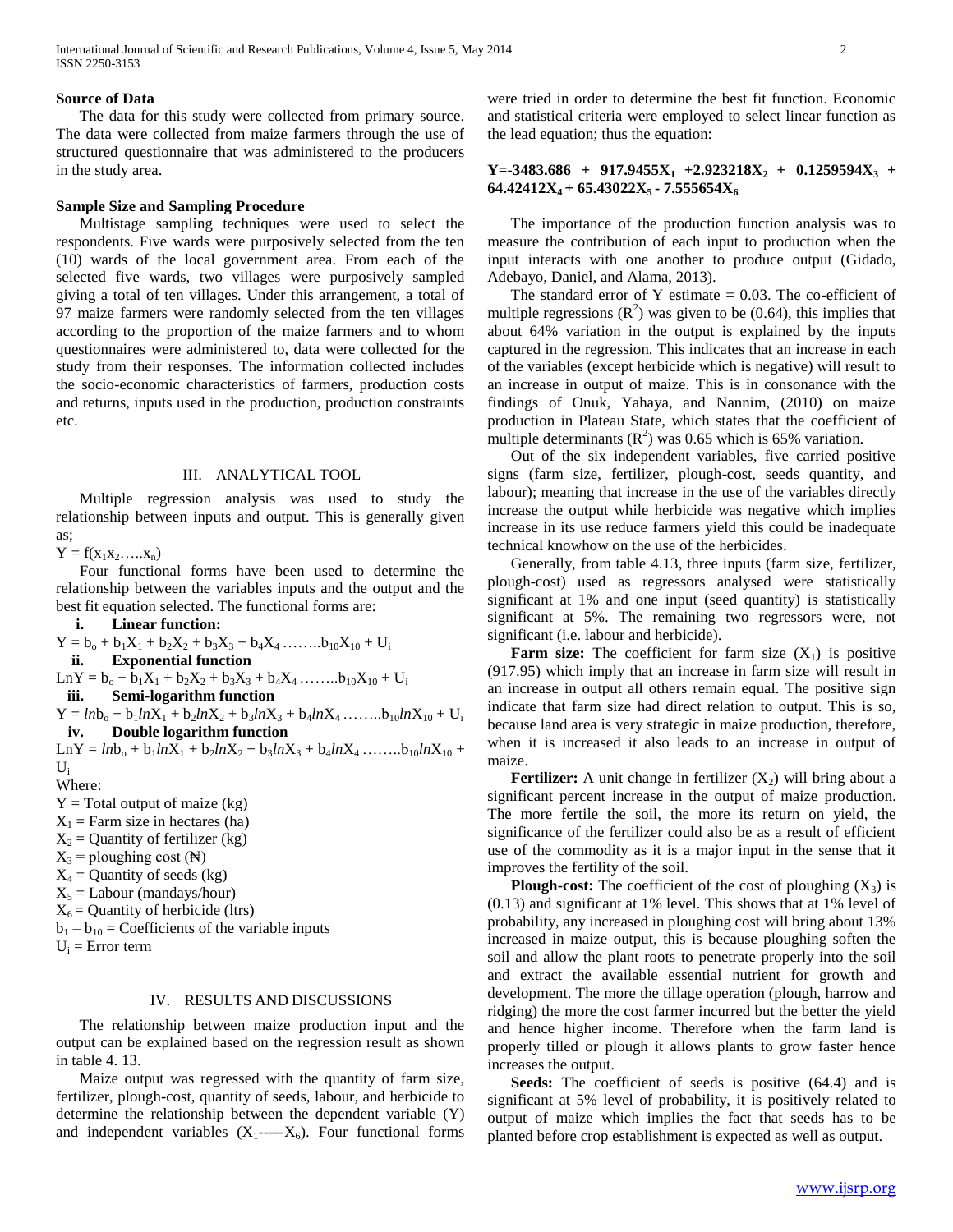### Source of Data

The data for this study were collected from primary source. The data were collected from maize farmers through the use of structured questionnaire that was administered to the producers in the study area.

### Sample Size and Sampling Procedure

Multistage sampling techniques were used to select the respondents. Five wards were purposively selected from the ten (10) wards of the local government area. From each of the selected five wards, two villages were purposively sampled giving a total of ten villages. Under this arrangement, a total of 97 maize farmers were randomly selected from the ten villages according to the proportion of the maize farmers and to whom questionnaires were administered to, data were collected for the study from their responses. The information collected includes the socio-economic characteristics of farmers, production costs and returns, inputs used in the production, production constraints etc.

## III. Analytical Tool

Multiple regression analysis was used to study the relationship between inputs and output. This is generally given as;

$Y = f(x_1 x_2 \ldots .. x_n)$

Four functional forms have been used to determine the relationship between the variables inputs and the output and the best fit equation selected. The functional forms are:

**i. Linear function:**

$$Y = b_o + b_1X_1 + b_2X_2 + b_3X_3 + b_4X_4 \ldots\ldots .. b_{10}X_{10} + U_i$$

**ii. Exponential function**

$$LnY = b_o + b_1X_1 + b_2X_2 + b_3X_3 + b_4X_4 \ldots\ldots .. b_{10}X_{10} + U_i$$

**iii. Semi-logarithm function**

$$Y = \ln b_o + b_1 \ln X_1 + b_2 \ln X_2 + b_3 \ln X_3 + b_4 \ln X_4 \ldots\ldots .. b_{10} \ln X_{10} + U_i$$

**iv. Double logarithm function**

$$LnY = \ln b_o + b_1 \ln X_1 + b_2 \ln X_2 + b_3 \ln X_3 + b_4 \ln X_4 \ldots\ldots .. b_{10} \ln X_{10} + U_i$$

Where:

$Y$ = Total output of maize (kg)

$X_1$ = Farm size in hectares (ha)

$X_2$ = Quantity of fertilizer (kg)

$X_3$ = ploughing cost (₦)

$X_4$ = Quantity of seeds (kg)

$X_5$ = Labour (mandays/hour)

$X_6$ = Quantity of herbicide (ltrs)

$b_1 - b_{10}$ = Coefficients of the variable inputs

$U_i$ = Error term

## IV. Results and Discussions

The relationship between maize production input and the output can be explained based on the regression result as shown in table 4. 13.

Maize output was regressed with the quantity of farm size, fertilizer, plough-cost, quantity of seeds, labour, and herbicide to determine the relationship between the dependent variable (Y) and independent variables ($X_1$-----$X_6$). Four functional forms were tried in order to determine the best fit function. Economic and statistical criteria were employed to select linear function as the lead equation; thus the equation:

$$\mathbf{Y = -3483.686 + 917.9455X_1 + 2.923218X_2 + 0.1259594X_3 + 64.42412X_4 + 65.43022X_5 - 7.555654X_6}$$

The importance of the production function analysis was to measure the contribution of each input to production when the input interacts with one another to produce output (Gidado, Adebayo, Daniel, and Alama, 2013).

The standard error of Y estimate = 0.03. The co-efficient of multiple regressions ($R^2$) was given to be (0.64), this implies that about 64% variation in the output is explained by the inputs captured in the regression. This indicates that an increase in each of the variables (except herbicide which is negative) will result to an increase in output of maize. This is in consonance with the findings of Onuk, Yahaya, and Nannim, (2010) on maize production in Plateau State, which states that the coefficient of multiple determinants ($R^2$) was 0.65 which is 65% variation.

Out of the six independent variables, five carried positive signs (farm size, fertilizer, plough-cost, seeds quantity, and labour); meaning that increase in the use of the variables directly increase the output while herbicide was negative which implies increase in its use reduce farmers yield this could be inadequate technical knowhow on the use of the herbicides.

Generally, from table 4.13, three inputs (farm size, fertilizer, plough-cost) used as regressors analysed were statistically significant at 1% and one input (seed quantity) is statistically significant at 5%. The remaining two regressors were, not significant (i.e. labour and herbicide).

**Farm size:** The coefficient for farm size ($X_1$) is positive (917.95) which imply that an increase in farm size will result in an increase in output all others remain equal. The positive sign indicate that farm size had direct relation to output. This is so, because land area is very strategic in maize production, therefore, when it is increased it also leads to an increase in output of maize.

**Fertilizer:** A unit change in fertilizer ($X_2$) will bring about a significant percent increase in the output of maize production. The more fertile the soil, the more its return on yield, the significance of the fertilizer could also be as a result of efficient use of the commodity as it is a major input in the sense that it improves the fertility of the soil.

**Plough-cost:** The coefficient of the cost of ploughing ($X_3$) is (0.13) and significant at 1% level. This shows that at 1% level of probability, any increased in ploughing cost will bring about 13% increased in maize output, this is because ploughing soften the soil and allow the plant roots to penetrate properly into the soil and extract the available essential nutrient for growth and development. The more the tillage operation (plough, harrow and ridging) the more the cost farmer incurred but the better the yield and hence higher income. Therefore when the farm land is properly tilled or plough it allows plants to grow faster hence increases the output.

**Seeds:** The coefficient of seeds is positive (64.4) and is significant at 5% level of probability, it is positively related to output of maize which implies the fact that seeds has to be planted before crop establishment is expected as well as output.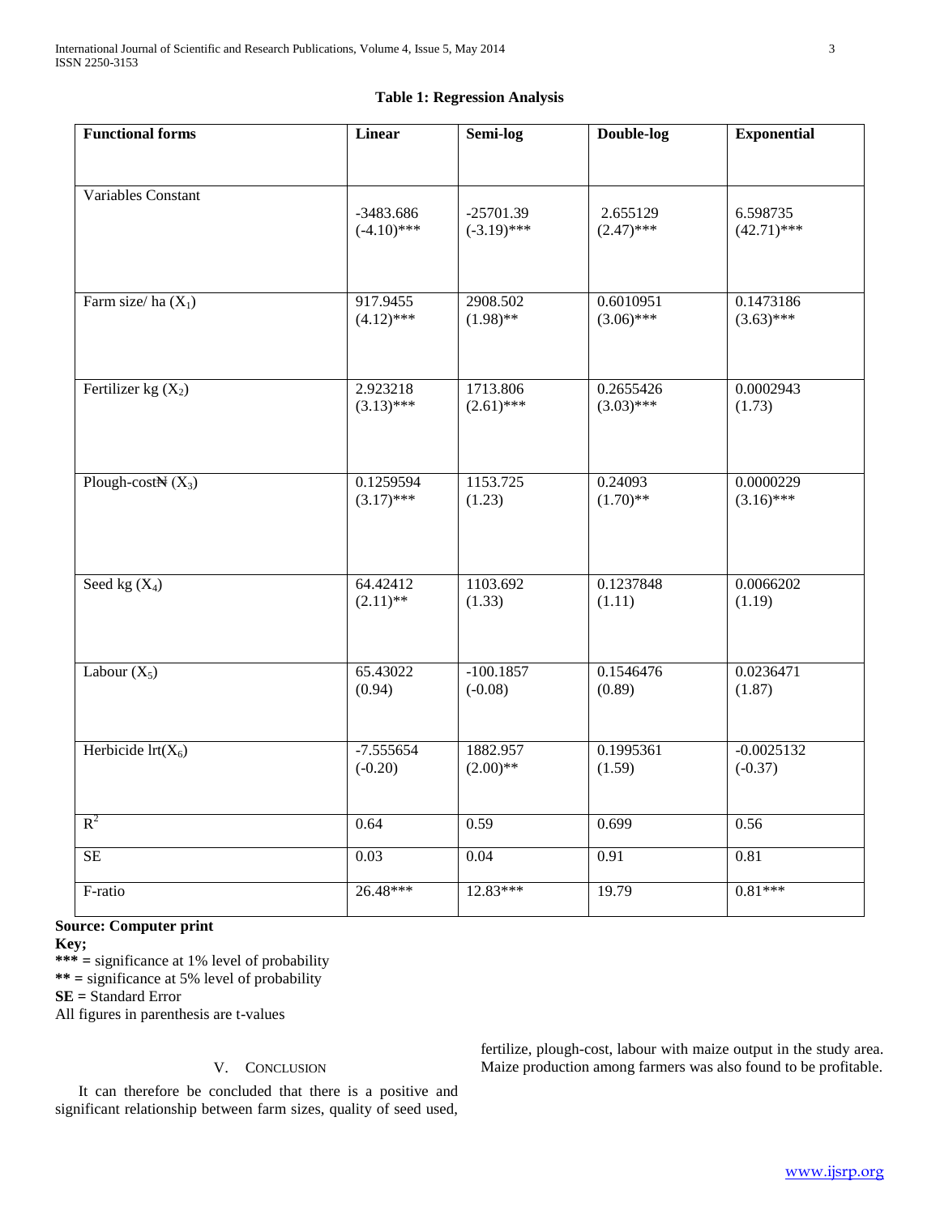**Table 1: Regression Analysis**

| Functional forms | Linear | Semi-log | Double-log | Exponential |
|---|---|---|---|---|
| Variables Constant | -3483.686 (-4.10)*** | -25701.39 (-3.19)*** | 2.655129 (2.47)*** | 6.598735 (42.71)*** |
| Farm size/ ha ($X_1$) | 917.9455 (4.12)*** | 2908.502 (1.98)** | 0.6010951 (3.06)*** | 0.1473186 (3.63)*** |
| Fertilizer kg ($X_2$) | 2.923218 (3.13)*** | 1713.806 (2.61)*** | 0.2655426 (3.03)*** | 0.0002943 (1.73) |
| Plough-cost₦ ($X_3$) | 0.1259594 (3.17)*** | 1153.725 (1.23) | 0.24093 (1.70)** | 0.0000229 (3.16)*** |
| Seed kg ($X_4$) | 64.42412 (2.11)** | 1103.692 (1.33) | 0.1237848 (1.11) | 0.0066202 (1.19) |
| Labour ($X_5$) | 65.43022 (0.94) | -100.1857 (-0.08) | 0.1546476 (0.89) | 0.0236471 (1.87) |
| Herbicide lrt($X_6$) | -7.555654 (-0.20) | 1882.957 (2.00)** | 0.1995361 (1.59) | -0.0025132 (-0.37) |
| $R^2$ | 0.64 | 0.59 | 0.699 | 0.56 |
| SE | 0.03 | 0.04 | 0.91 | 0.81 |
| F-ratio | 26.48*** | 12.83*** | 19.79 | 0.81*** |

**Source: Computer print**

**Key;**

**\*\*\* =** significance at 1% level of probability

**\*\* =** significance at 5% level of probability

**SE =** Standard Error

All figures in parenthesis are t-values

## V. Conclusion

It can therefore be concluded that there is a positive and significant relationship between farm sizes, quality of seed used, fertilize, plough-cost, labour with maize output in the study area. Maize production among farmers was also found to be profitable.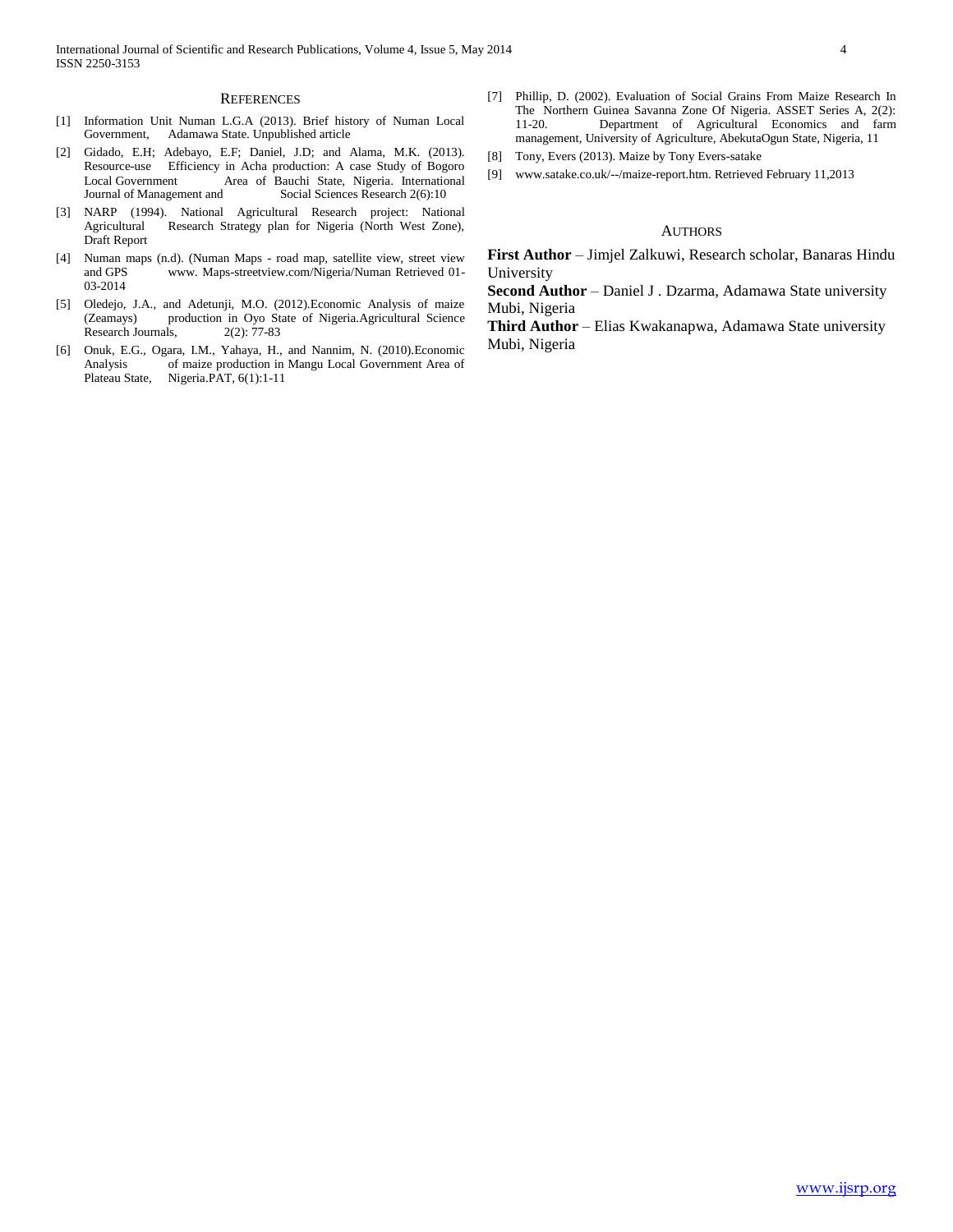## REFERENCES

[1] Information Unit Numan L.G.A (2013). Brief history of Numan Local Government, Adamawa State. Unpublished article

[2] Gidado, E.H; Adebayo, E.F; Daniel, J.D; and Alama, M.K. (2013). Resource-use Efficiency in Acha production: A case Study of Bogoro Local Government Area of Bauchi State, Nigeria. International Journal of Management and Social Sciences Research 2(6):10

[3] NARP (1994). National Agricultural Research project: National Agricultural Research Strategy plan for Nigeria (North West Zone), Draft Report

[4] Numan maps (n.d). (Numan Maps - road map, satellite view, street view and GPS www. Maps-streetview.com/Nigeria/Numan Retrieved 01-03-2014

[5] Oledejo, J.A., and Adetunji, M.O. (2012).Economic Analysis of maize (Zeamays) production in Oyo State of Nigeria.Agricultural Science Research Journals, 2(2): 77-83

[6] Onuk, E.G., Ogara, I.M., Yahaya, H., and Nannim, N. (2010).Economic Analysis of maize production in Mangu Local Government Area of Plateau State, Nigeria.PAT, 6(1):1-11

[7] Phillip, D. (2002). Evaluation of Social Grains From Maize Research In The Northern Guinea Savanna Zone Of Nigeria. ASSET Series A, 2(2): 11-20. Department of Agricultural Economics and farm management, University of Agriculture, AbekutaOgun State, Nigeria, 11

[8] Tony, Evers (2013). Maize by Tony Evers-satake

[9] www.satake.co.uk/--/maize-report.htm. Retrieved February 11,2013

## AUTHORS

**First Author** – Jimjel Zalkuwi, Research scholar, Banaras Hindu University

**Second Author** – Daniel J . Dzarma, Adamawa State university Mubi, Nigeria

**Third Author** – Elias Kwakanapwa, Adamawa State university Mubi, Nigeria